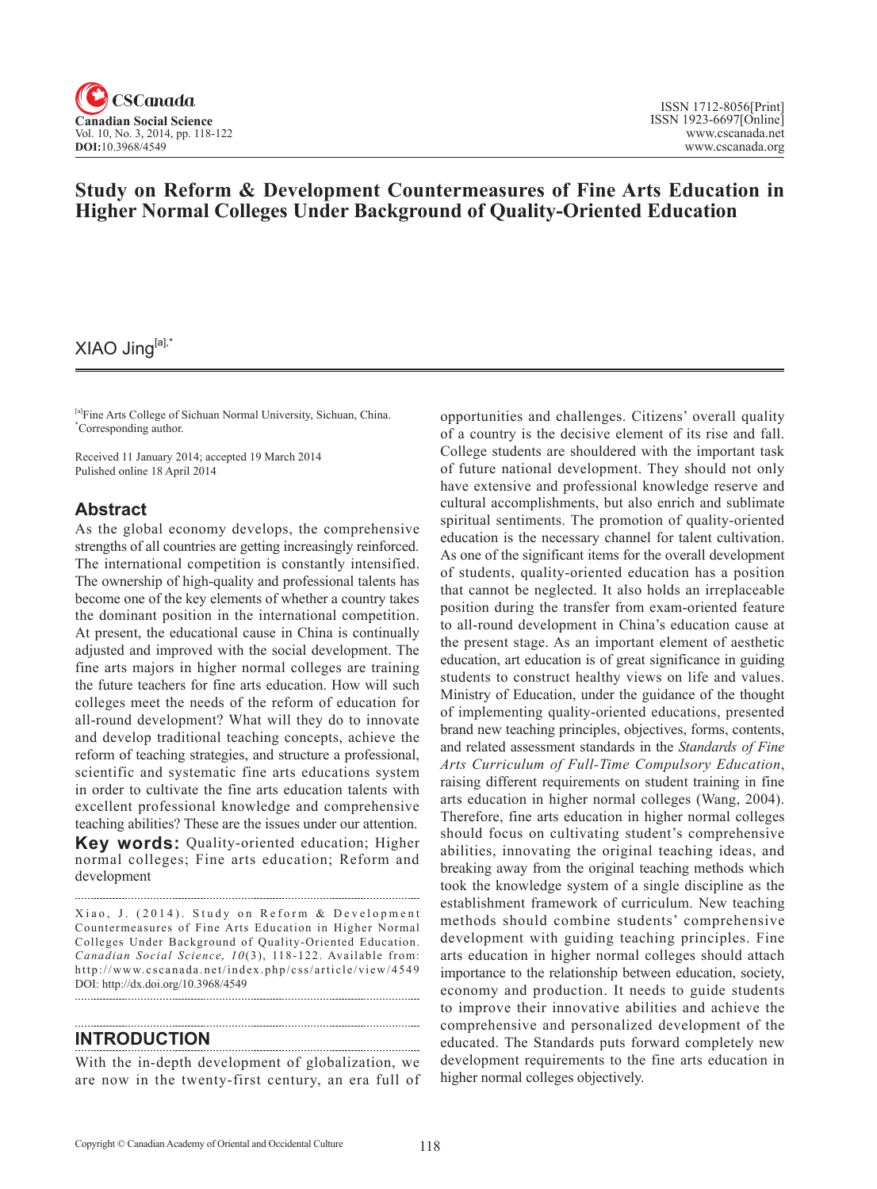# Study on Reform & Development Countermeasures of Fine Arts Education in Higher Normal Colleges Under Background of Quality-Oriented Education

XIAO Jing[a],*

[a]Fine Arts College of Sichuan Normal University, Sichuan, China.
*Corresponding author.

Received 11 January 2014; accepted 19 March 2014
Pulished online 18 April 2014

## Abstract

As the global economy develops, the comprehensive strengths of all countries are getting increasingly reinforced. The international competition is constantly intensified. The ownership of high-quality and professional talents has become one of the key elements of whether a country takes the dominant position in the international competition. At present, the educational cause in China is continually adjusted and improved with the social development. The fine arts majors in higher normal colleges are training the future teachers for fine arts education. How will such colleges meet the needs of the reform of education for all-round development? What will they do to innovate and develop traditional teaching concepts, achieve the reform of teaching strategies, and structure a professional, scientific and systematic fine arts educations system in order to cultivate the fine arts education talents with excellent professional knowledge and comprehensive teaching abilities? These are the issues under our attention.

**Key words:** Quality-oriented education; Higher normal colleges; Fine arts education; Reform and development

Xiao, J. (2014). Study on Reform & Development Countermeasures of Fine Arts Education in Higher Normal Colleges Under Background of Quality-Oriented Education. *Canadian Social Science, 10*(3), 118-122. Available from: http://www.cscanada.net/index.php/css/article/view/4549 DOI: http://dx.doi.org/10.3968/4549

## INTRODUCTION

With the in-depth development of globalization, we are now in the twenty-first century, an era full of opportunities and challenges. Citizens' overall quality of a country is the decisive element of its rise and fall. College students are shouldered with the important task of future national development. They should not only have extensive and professional knowledge reserve and cultural accomplishments, but also enrich and sublimate spiritual sentiments. The promotion of quality-oriented education is the necessary channel for talent cultivation. As one of the significant items for the overall development of students, quality-oriented education has a position that cannot be neglected. It also holds an irreplaceable position during the transfer from exam-oriented feature to all-round development in China's education cause at the present stage. As an important element of aesthetic education, art education is of great significance in guiding students to construct healthy views on life and values. Ministry of Education, under the guidance of the thought of implementing quality-oriented educations, presented brand new teaching principles, objectives, forms, contents, and related assessment standards in the *Standards of Fine Arts Curriculum of Full-Time Compulsory Education*, raising different requirements on student training in fine arts education in higher normal colleges (Wang, 2004). Therefore, fine arts education in higher normal colleges should focus on cultivating student's comprehensive abilities, innovating the original teaching ideas, and breaking away from the original teaching methods which took the knowledge system of a single discipline as the establishment framework of curriculum. New teaching methods should combine students' comprehensive development with guiding teaching principles. Fine arts education in higher normal colleges should attach importance to the relationship between education, society, economy and production. It needs to guide students to improve their innovative abilities and achieve the comprehensive and personalized development of the educated. The Standards puts forward completely new development requirements to the fine arts education in higher normal colleges objectively.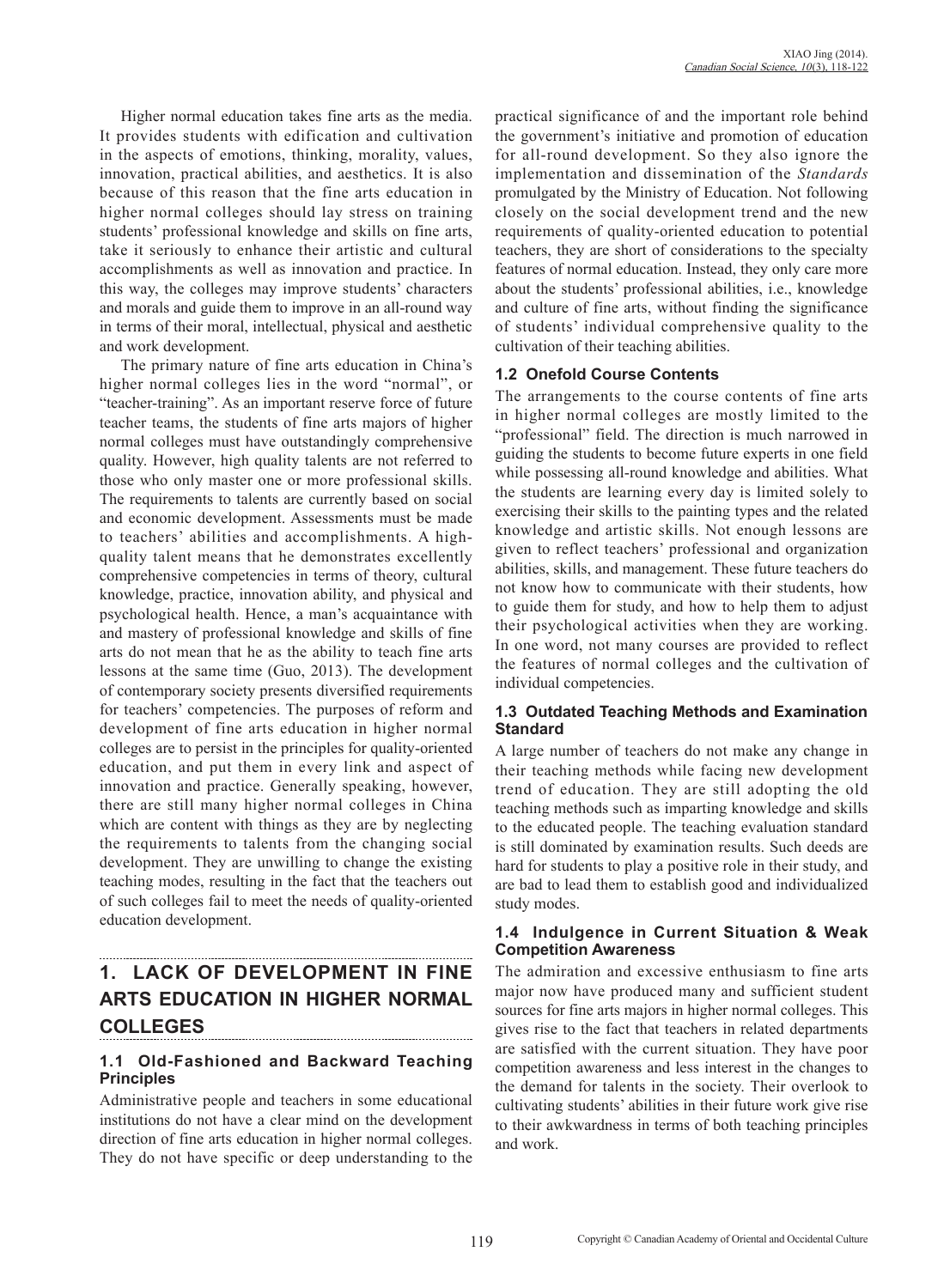Higher normal education takes fine arts as the media. It provides students with edification and cultivation in the aspects of emotions, thinking, morality, values, innovation, practical abilities, and aesthetics. It is also because of this reason that the fine arts education in higher normal colleges should lay stress on training students' professional knowledge and skills on fine arts, take it seriously to enhance their artistic and cultural accomplishments as well as innovation and practice. In this way, the colleges may improve students' characters and morals and guide them to improve in an all-round way in terms of their moral, intellectual, physical and aesthetic and work development.

The primary nature of fine arts education in China's higher normal colleges lies in the word "normal", or "teacher-training". As an important reserve force of future teacher teams, the students of fine arts majors of higher normal colleges must have outstandingly comprehensive quality. However, high quality talents are not referred to those who only master one or more professional skills. The requirements to talents are currently based on social and economic development. Assessments must be made to teachers' abilities and accomplishments. A high-quality talent means that he demonstrates excellently comprehensive competencies in terms of theory, cultural knowledge, practice, innovation ability, and physical and psychological health. Hence, a man's acquaintance with and mastery of professional knowledge and skills of fine arts do not mean that he as the ability to teach fine arts lessons at the same time (Guo, 2013). The development of contemporary society presents diversified requirements for teachers' competencies. The purposes of reform and development of fine arts education in higher normal colleges are to persist in the principles for quality-oriented education, and put them in every link and aspect of innovation and practice. Generally speaking, however, there are still many higher normal colleges in China which are content with things as they are by neglecting the requirements to talents from the changing social development. They are unwilling to change the existing teaching modes, resulting in the fact that the teachers out of such colleges fail to meet the needs of quality-oriented education development.

# 1. LACK OF DEVELOPMENT IN FINE ARTS EDUCATION IN HIGHER NORMAL COLLEGES

## 1.1 Old-Fashioned and Backward Teaching Principles

Administrative people and teachers in some educational institutions do not have a clear mind on the development direction of fine arts education in higher normal colleges. They do not have specific or deep understanding to the practical significance of and the important role behind the government's initiative and promotion of education for all-round development. So they also ignore the implementation and dissemination of the *Standards* promulgated by the Ministry of Education. Not following closely on the social development trend and the new requirements of quality-oriented education to potential teachers, they are short of considerations to the specialty features of normal education. Instead, they only care more about the students' professional abilities, i.e., knowledge and culture of fine arts, without finding the significance of students' individual comprehensive quality to the cultivation of their teaching abilities.

## 1.2 Onefold Course Contents

The arrangements to the course contents of fine arts in higher normal colleges are mostly limited to the "professional" field. The direction is much narrowed in guiding the students to become future experts in one field while possessing all-round knowledge and abilities. What the students are learning every day is limited solely to exercising their skills to the painting types and the related knowledge and artistic skills. Not enough lessons are given to reflect teachers' professional and organization abilities, skills, and management. These future teachers do not know how to communicate with their students, how to guide them for study, and how to help them to adjust their psychological activities when they are working. In one word, not many courses are provided to reflect the features of normal colleges and the cultivation of individual competencies.

## 1.3 Outdated Teaching Methods and Examination Standard

A large number of teachers do not make any change in their teaching methods while facing new development trend of education. They are still adopting the old teaching methods such as imparting knowledge and skills to the educated people. The teaching evaluation standard is still dominated by examination results. Such deeds are hard for students to play a positive role in their study, and are bad to lead them to establish good and individualized study modes.

## 1.4 Indulgence in Current Situation & Weak Competition Awareness

The admiration and excessive enthusiasm to fine arts major now have produced many and sufficient student sources for fine arts majors in higher normal colleges. This gives rise to the fact that teachers in related departments are satisfied with the current situation. They have poor competition awareness and less interest in the changes to the demand for talents in the society. Their overlook to cultivating students' abilities in their future work give rise to their awkwardness in terms of both teaching principles and work.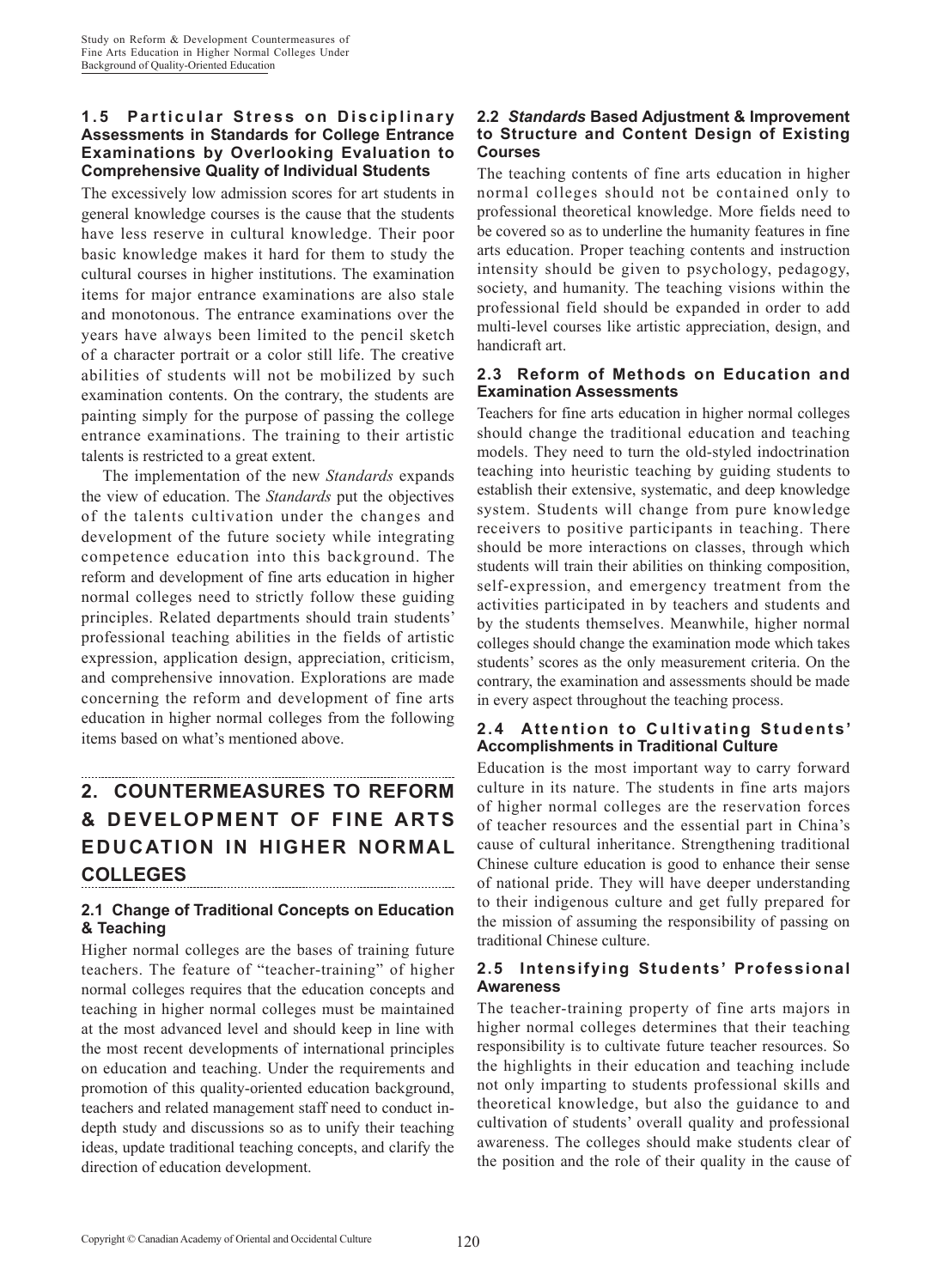### 1.5 Particular Stress on Disciplinary Assessments in Standards for College Entrance Examinations by Overlooking Evaluation to Comprehensive Quality of Individual Students

The excessively low admission scores for art students in general knowledge courses is the cause that the students have less reserve in cultural knowledge. Their poor basic knowledge makes it hard for them to study the cultural courses in higher institutions. The examination items for major entrance examinations are also stale and monotonous. The entrance examinations over the years have always been limited to the pencil sketch of a character portrait or a color still life. The creative abilities of students will not be mobilized by such examination contents. On the contrary, the students are painting simply for the purpose of passing the college entrance examinations. The training to their artistic talents is restricted to a great extent.

The implementation of the new *Standards* expands the view of education. The *Standards* put the objectives of the talents cultivation under the changes and development of the future society while integrating competence education into this background. The reform and development of fine arts education in higher normal colleges need to strictly follow these guiding principles. Related departments should train students' professional teaching abilities in the fields of artistic expression, application design, appreciation, criticism, and comprehensive innovation. Explorations are made concerning the reform and development of fine arts education in higher normal colleges from the following items based on what's mentioned above.

## 2. COUNTERMEASURES TO REFORM & DEVELOPMENT OF FINE ARTS EDUCATION IN HIGHER NORMAL COLLEGES

### 2.1 Change of Traditional Concepts on Education & Teaching

Higher normal colleges are the bases of training future teachers. The feature of "teacher-training" of higher normal colleges requires that the education concepts and teaching in higher normal colleges must be maintained at the most advanced level and should keep in line with the most recent developments of international principles on education and teaching. Under the requirements and promotion of this quality-oriented education background, teachers and related management staff need to conduct in-depth study and discussions so as to unify their teaching ideas, update traditional teaching concepts, and clarify the direction of education development.

### 2.2 *Standards* Based Adjustment & Improvement to Structure and Content Design of Existing Courses

The teaching contents of fine arts education in higher normal colleges should not be contained only to professional theoretical knowledge. More fields need to be covered so as to underline the humanity features in fine arts education. Proper teaching contents and instruction intensity should be given to psychology, pedagogy, society, and humanity. The teaching visions within the professional field should be expanded in order to add multi-level courses like artistic appreciation, design, and handicraft art.

### 2.3 Reform of Methods on Education and Examination Assessments

Teachers for fine arts education in higher normal colleges should change the traditional education and teaching models. They need to turn the old-styled indoctrination teaching into heuristic teaching by guiding students to establish their extensive, systematic, and deep knowledge system. Students will change from pure knowledge receivers to positive participants in teaching. There should be more interactions on classes, through which students will train their abilities on thinking composition, self-expression, and emergency treatment from the activities participated in by teachers and students and by the students themselves. Meanwhile, higher normal colleges should change the examination mode which takes students' scores as the only measurement criteria. On the contrary, the examination and assessments should be made in every aspect throughout the teaching process.

### 2.4 Attention to Cultivating Students' Accomplishments in Traditional Culture

Education is the most important way to carry forward culture in its nature. The students in fine arts majors of higher normal colleges are the reservation forces of teacher resources and the essential part in China's cause of cultural inheritance. Strengthening traditional Chinese culture education is good to enhance their sense of national pride. They will have deeper understanding to their indigenous culture and get fully prepared for the mission of assuming the responsibility of passing on traditional Chinese culture.

### 2.5 Intensifying Students' Professional Awareness

The teacher-training property of fine arts majors in higher normal colleges determines that their teaching responsibility is to cultivate future teacher resources. So the highlights in their education and teaching include not only imparting to students professional skills and theoretical knowledge, but also the guidance to and cultivation of students' overall quality and professional awareness. The colleges should make students clear of the position and the role of their quality in the cause of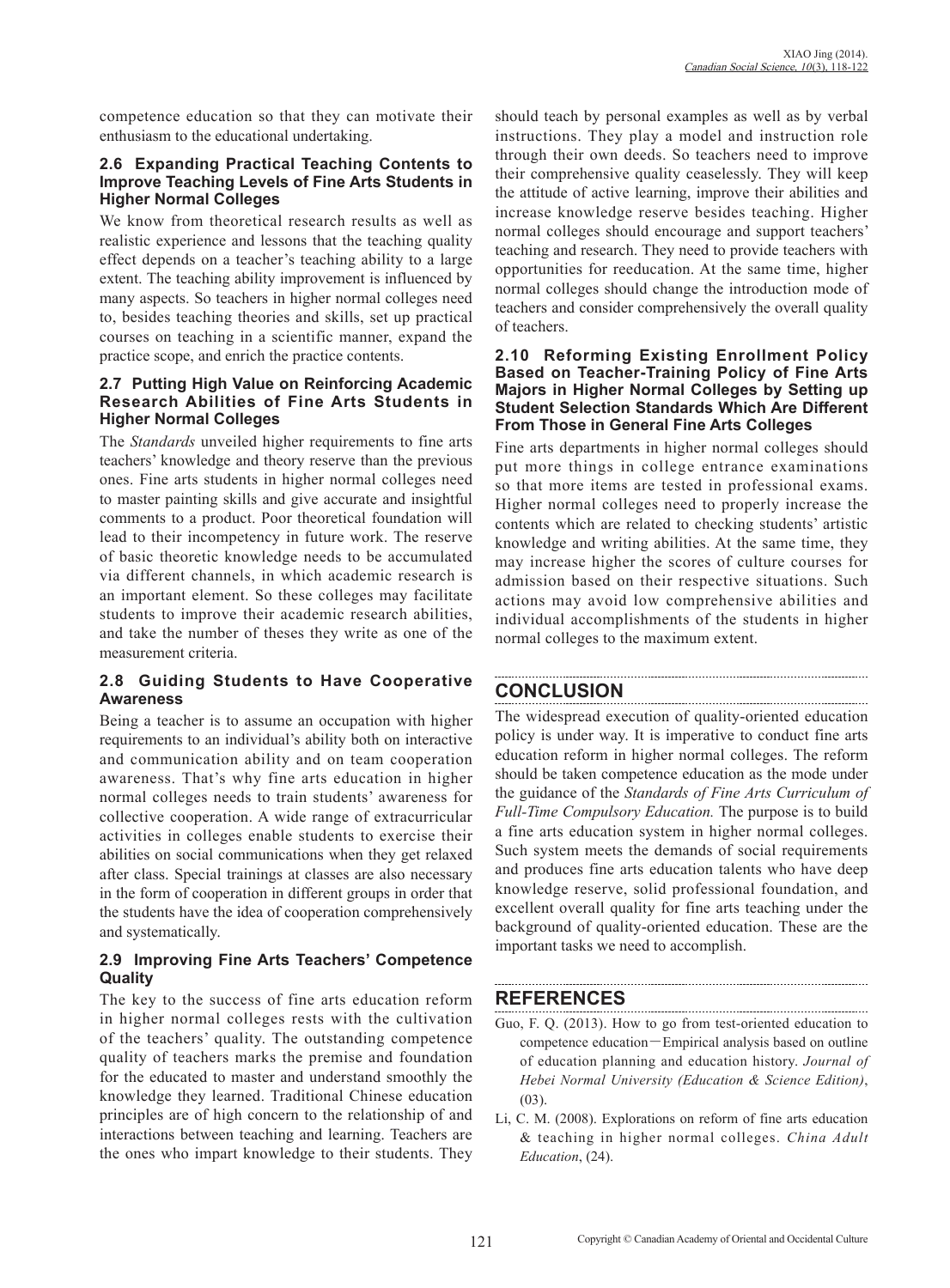competence education so that they can motivate their enthusiasm to the educational undertaking.

### 2.6 Expanding Practical Teaching Contents to Improve Teaching Levels of Fine Arts Students in Higher Normal Colleges

We know from theoretical research results as well as realistic experience and lessons that the teaching quality effect depends on a teacher's teaching ability to a large extent. The teaching ability improvement is influenced by many aspects. So teachers in higher normal colleges need to, besides teaching theories and skills, set up practical courses on teaching in a scientific manner, expand the practice scope, and enrich the practice contents.

### 2.7 Putting High Value on Reinforcing Academic Research Abilities of Fine Arts Students in Higher Normal Colleges

The *Standards* unveiled higher requirements to fine arts teachers' knowledge and theory reserve than the previous ones. Fine arts students in higher normal colleges need to master painting skills and give accurate and insightful comments to a product. Poor theoretical foundation will lead to their incompetency in future work. The reserve of basic theoretic knowledge needs to be accumulated via different channels, in which academic research is an important element. So these colleges may facilitate students to improve their academic research abilities, and take the number of theses they write as one of the measurement criteria.

### 2.8 Guiding Students to Have Cooperative Awareness

Being a teacher is to assume an occupation with higher requirements to an individual's ability both on interactive and communication ability and on team cooperation awareness. That's why fine arts education in higher normal colleges needs to train students' awareness for collective cooperation. A wide range of extracurricular activities in colleges enable students to exercise their abilities on social communications when they get relaxed after class. Special trainings at classes are also necessary in the form of cooperation in different groups in order that the students have the idea of cooperation comprehensively and systematically.

### 2.9 Improving Fine Arts Teachers' Competence Quality

The key to the success of fine arts education reform in higher normal colleges rests with the cultivation of the teachers' quality. The outstanding competence quality of teachers marks the premise and foundation for the educated to master and understand smoothly the knowledge they learned. Traditional Chinese education principles are of high concern to the relationship of and interactions between teaching and learning. Teachers are the ones who impart knowledge to their students. They should teach by personal examples as well as by verbal instructions. They play a model and instruction role through their own deeds. So teachers need to improve their comprehensive quality ceaselessly. They will keep the attitude of active learning, improve their abilities and increase knowledge reserve besides teaching. Higher normal colleges should encourage and support teachers' teaching and research. They need to provide teachers with opportunities for reeducation. At the same time, higher normal colleges should change the introduction mode of teachers and consider comprehensively the overall quality of teachers.

### 2.10 Reforming Existing Enrollment Policy Based on Teacher-Training Policy of Fine Arts Majors in Higher Normal Colleges by Setting up Student Selection Standards Which Are Different From Those in General Fine Arts Colleges

Fine arts departments in higher normal colleges should put more things in college entrance examinations so that more items are tested in professional exams. Higher normal colleges need to properly increase the contents which are related to checking students' artistic knowledge and writing abilities. At the same time, they may increase higher the scores of culture courses for admission based on their respective situations. Such actions may avoid low comprehensive abilities and individual accomplishments of the students in higher normal colleges to the maximum extent.

## CONCLUSION

The widespread execution of quality-oriented education policy is under way. It is imperative to conduct fine arts education reform in higher normal colleges. The reform should be taken competence education as the mode under the guidance of the *Standards of Fine Arts Curriculum of Full-Time Compulsory Education.* The purpose is to build a fine arts education system in higher normal colleges. Such system meets the demands of social requirements and produces fine arts education talents who have deep knowledge reserve, solid professional foundation, and excellent overall quality for fine arts teaching under the background of quality-oriented education. These are the important tasks we need to accomplish.

## REFERENCES

Guo, F. Q. (2013). How to go from test-oriented education to competence education—Empirical analysis based on outline of education planning and education history. *Journal of Hebei Normal University (Education & Science Edition)*, (03).

Li, C. M. (2008). Explorations on reform of fine arts education & teaching in higher normal colleges. *China Adult Education*, (24).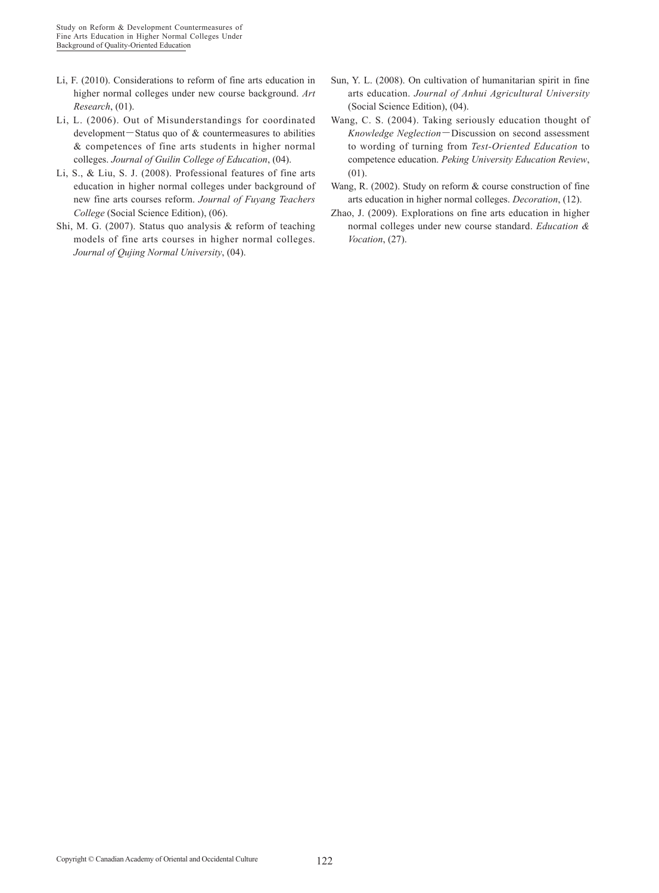Li, F. (2010). Considerations to reform of fine arts education in higher normal colleges under new course background. *Art Research*, (01).

Li, L. (2006). Out of Misunderstandings for coordinated development—Status quo of & countermeasures to abilities & competences of fine arts students in higher normal colleges. *Journal of Guilin College of Education*, (04).

Li, S., & Liu, S. J. (2008). Professional features of fine arts education in higher normal colleges under background of new fine arts courses reform. *Journal of Fuyang Teachers College* (Social Science Edition), (06).

Shi, M. G. (2007). Status quo analysis & reform of teaching models of fine arts courses in higher normal colleges. *Journal of Qujing Normal University*, (04).

Sun, Y. L. (2008). On cultivation of humanitarian spirit in fine arts education. *Journal of Anhui Agricultural University* (Social Science Edition), (04).

Wang, C. S. (2004). Taking seriously education thought of *Knowledge Neglection*—Discussion on second assessment to wording of turning from *Test-Oriented Education* to competence education. *Peking University Education Review*, (01).

Wang, R. (2002). Study on reform & course construction of fine arts education in higher normal colleges. *Decoration*, (12).

Zhao, J. (2009). Explorations on fine arts education in higher normal colleges under new course standard. *Education & Vocation*, (27).